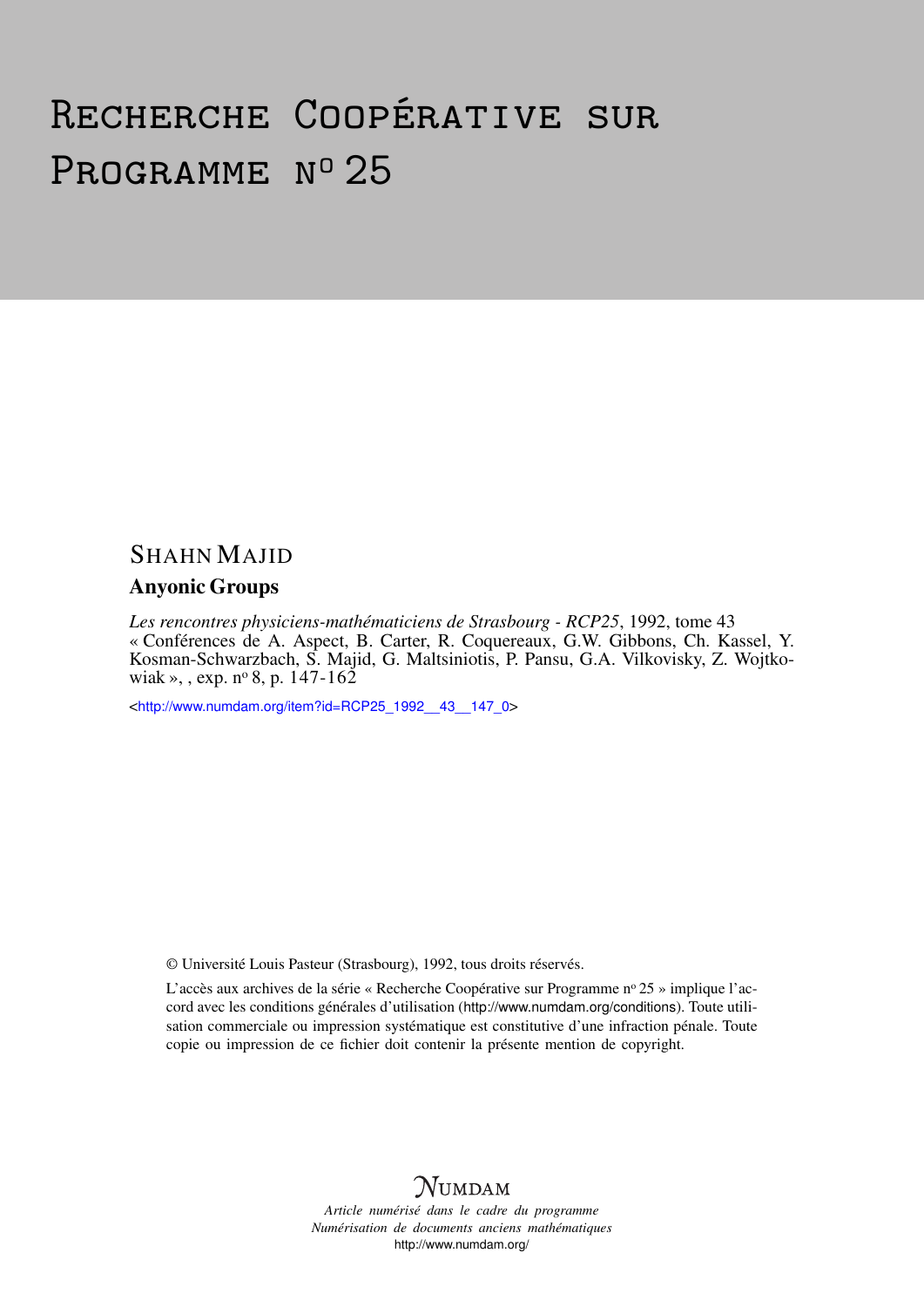# Recherche Coopérative sur Programme n° 25

## Shahn Majid

### Anyonic Groups

*Les rencontres physiciens-mathématiciens de Strasbourg - RCP25*, 1992, tome 43
« Conférences de A. Aspect, B. Carter, R. Coquereaux, G.W. Gibbons, Ch. Kassel, Y. Kosman-Schwarzbach, S. Majid, G. Maltsiniotis, P. Pansu, G.A. Vilkovisky, Z. Wojtkowiak », , exp. n° 8, p. 147-162

<http://www.numdam.org/item?id=RCP25_1992__43__147_0>

© Université Louis Pasteur (Strasbourg), 1992, tous droits réservés.

L'accès aux archives de la série « Recherche Coopérative sur Programme n° 25 » implique l'accord avec les conditions générales d'utilisation (http://www.numdam.org/conditions). Toute utilisation commerciale ou impression systématique est constitutive d'une infraction pénale. Toute copie ou impression de ce fichier doit contenir la présente mention de copyright.

Numdam

*Article numérisé dans le cadre du programme Numérisation de documents anciens mathématiques*
http://www.numdam.org/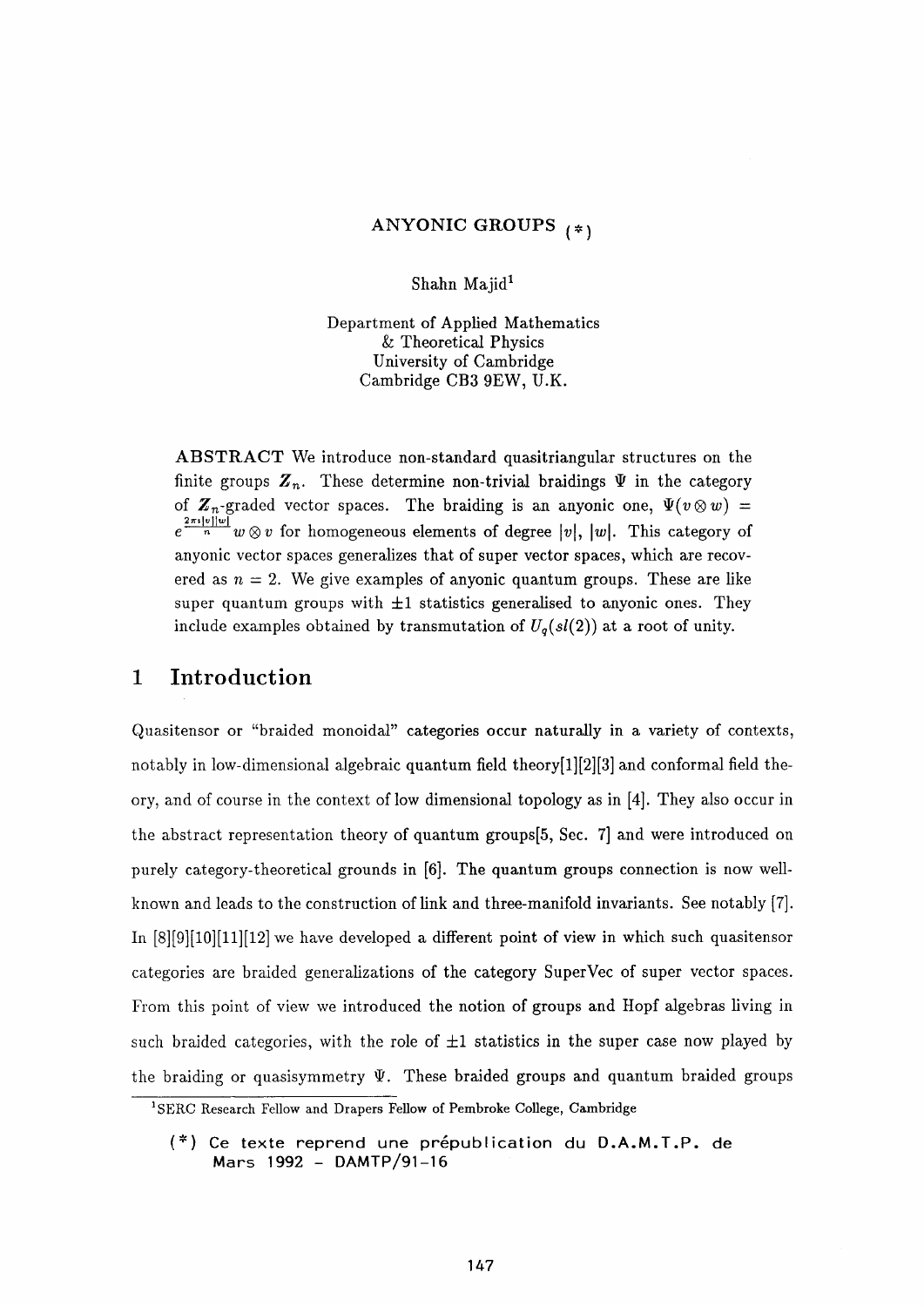# ANYONIC GROUPS (*)

Shahn Majid[1]

Department of Applied Mathematics
& Theoretical Physics
University of Cambridge
Cambridge CB3 9EW, U.K.

**ABSTRACT** We introduce non-standard quasitriangular structures on the finite groups $\mathbb{Z}_n$. These determine non-trivial braidings $\Psi$ in the category of $\mathbb{Z}_n$-graded vector spaces. The braiding is an anyonic one, $\Psi(v \otimes w) = e^{\frac{2\pi i |v||w|}{n}} w \otimes v$ for homogeneous elements of degree $|v|$, $|w|$. This category of anyonic vector spaces generalizes that of super vector spaces, which are recovered as $n = 2$. We give examples of anyonic quantum groups. These are like super quantum groups with $\pm 1$ statistics generalised to anyonic ones. They include examples obtained by transmutation of $U_q(sl(2))$ at a root of unity.

## 1 Introduction

Quasitensor or "braided monoidal" categories occur naturally in a variety of contexts, notably in low-dimensional algebraic quantum field theory[1][2][3] and conformal field theory, and of course in the context of low dimensional topology as in [4]. They also occur in the abstract representation theory of quantum groups[5, Sec. 7] and were introduced on purely category-theoretical grounds in [6]. The quantum groups connection is now well-known and leads to the construction of link and three-manifold invariants. See notably [7]. In [8][9][10][11][12] we have developed a different point of view in which such quasitensor categories are braided generalizations of the category SuperVec of super vector spaces. From this point of view we introduced the notion of groups and Hopf algebras living in such braided categories, with the role of $\pm 1$ statistics in the super case now played by the braiding or quasisymmetry $\Psi$. These braided groups and quantum braided groups

---

[1] SERC Research Fellow and Drapers Fellow of Pembroke College, Cambridge

(*) Ce texte reprend une prépublication du D.A.M.T.P. de Mars 1992 – DAMTP/91–16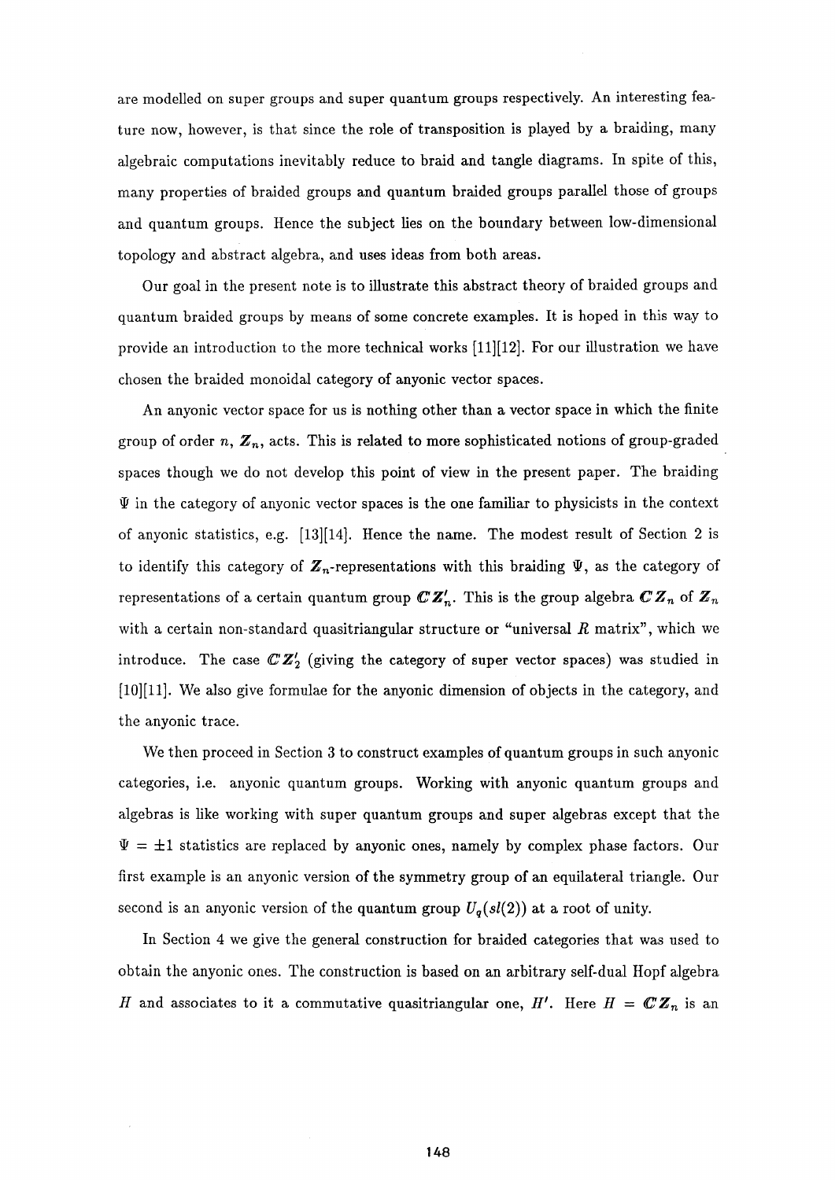are modelled on super groups and super quantum groups respectively. An interesting feature now, however, is that since the role of transposition is played by a braiding, many algebraic computations inevitably reduce to braid and tangle diagrams. In spite of this, many properties of braided groups and quantum braided groups parallel those of groups and quantum groups. Hence the subject lies on the boundary between low-dimensional topology and abstract algebra, and uses ideas from both areas.

Our goal in the present note is to illustrate this abstract theory of braided groups and quantum braided groups by means of some concrete examples. It is hoped in this way to provide an introduction to the more technical works [11][12]. For our illustration we have chosen the braided monoidal category of anyonic vector spaces.

An anyonic vector space for us is nothing other than a vector space in which the finite group of order $n$, $\mathbb{Z}_n$, acts. This is related to more sophisticated notions of group-graded spaces though we do not develop this point of view in the present paper. The braiding $\Psi$ in the category of anyonic vector spaces is the one familiar to physicists in the context of anyonic statistics, e.g. [13][14]. Hence the name. The modest result of Section 2 is to identify this category of $\mathbb{Z}_n$-representations with this braiding $\Psi$, as the category of representations of a certain quantum group $\mathbb{C}\mathbb{Z}'_n$. This is the group algebra $\mathbb{C}\mathbb{Z}_n$ of $\mathbb{Z}_n$ with a certain non-standard quasitriangular structure or "universal $R$ matrix", which we introduce. The case $\mathbb{C}\mathbb{Z}'_2$ (giving the category of super vector spaces) was studied in [10][11]. We also give formulae for the anyonic dimension of objects in the category, and the anyonic trace.

We then proceed in Section 3 to construct examples of quantum groups in such anyonic categories, i.e. anyonic quantum groups. Working with anyonic quantum groups and algebras is like working with super quantum groups and super algebras except that the $\Psi = \pm 1$ statistics are replaced by anyonic ones, namely by complex phase factors. Our first example is an anyonic version of the symmetry group of an equilateral triangle. Our second is an anyonic version of the quantum group $U_q(sl(2))$ at a root of unity.

In Section 4 we give the general construction for braided categories that was used to obtain the anyonic ones. The construction is based on an arbitrary self-dual Hopf algebra $H$ and associates to it a commutative quasitriangular one, $H'$. Here $H = \mathbb{C}\mathbb{Z}_n$ is an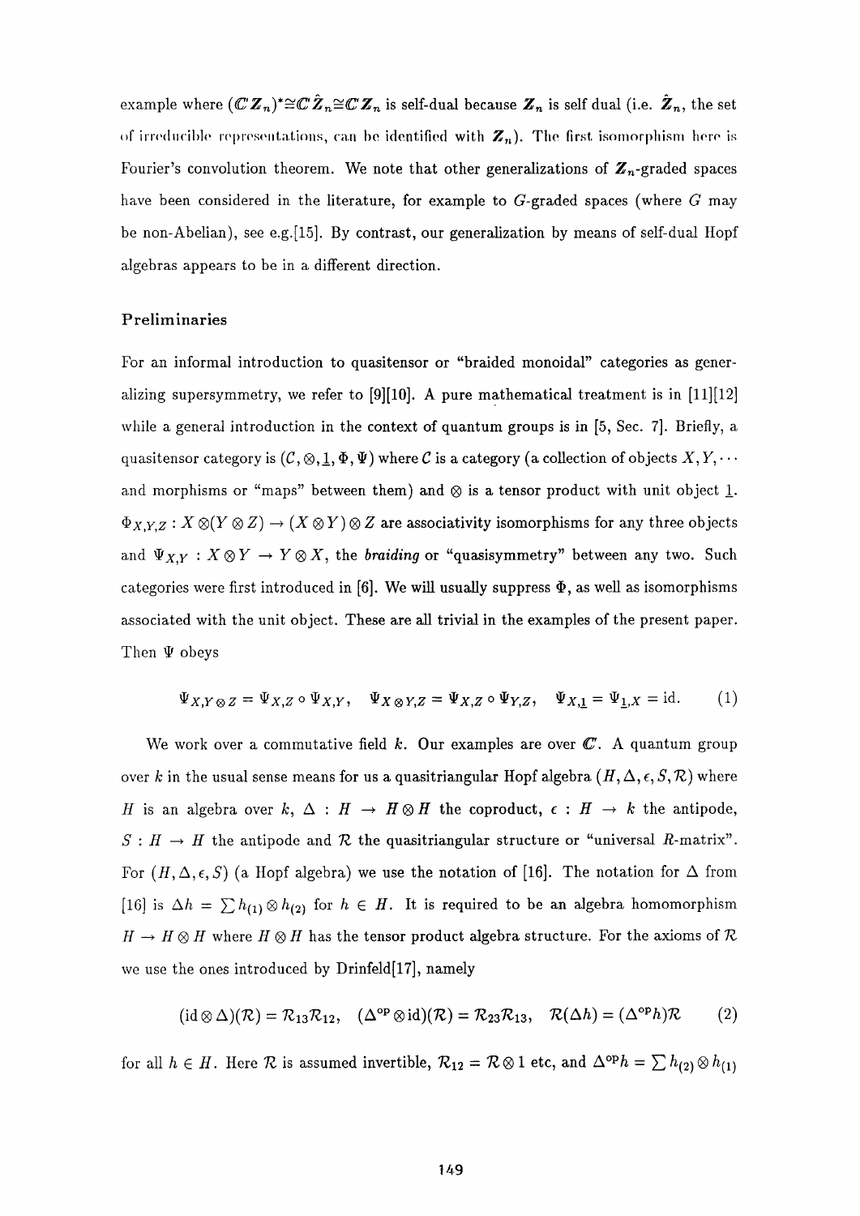example where $(\mathbb{C}\mathbb{Z}_n)^*\cong\mathbb{C}\hat{\mathbb{Z}}_n\cong\mathbb{C}\mathbb{Z}_n$ is self-dual because $\mathbb{Z}_n$ is self dual (i.e. $\hat{\mathbb{Z}}_n$, the set of irreducible representations, can be identified with $\mathbb{Z}_n$). The first isomorphism here is Fourier's convolution theorem. We note that other generalizations of $\mathbb{Z}_n$-graded spaces have been considered in the literature, for example to $G$-graded spaces (where $G$ may be non-Abelian), see e.g.[15]. By contrast, our generalization by means of self-dual Hopf algebras appears to be in a different direction.

## Preliminaries

For an informal introduction to quasitensor or "braided monoidal" categories as generalizing supersymmetry, we refer to [9][10]. A pure mathematical treatment is in [11][12] while a general introduction in the context of quantum groups is in [5, Sec. 7]. Briefly, a quasitensor category is $(\mathcal{C},\otimes,\underline{1},\Phi,\Psi)$ where $\mathcal{C}$ is a category (a collection of objects $X,Y,\cdots$ and morphisms or "maps" between them) and $\otimes$ is a tensor product with unit object $\underline{1}$. $\Phi_{X,Y,Z}:X\otimes(Y\otimes Z)\to(X\otimes Y)\otimes Z$ are associativity isomorphisms for any three objects and $\Psi_{X,Y}:X\otimes Y\to Y\otimes X$, the *braiding* or "quasisymmetry" between any two. Such categories were first introduced in [6]. We will usually suppress $\Phi$, as well as isomorphisms associated with the unit object. These are all trivial in the examples of the present paper. Then $\Psi$ obeys

$$\Psi_{X,Y\otimes Z}=\Psi_{X,Z}\circ\Psi_{X,Y},\quad \Psi_{X\otimes Y,Z}=\Psi_{X,Z}\circ\Psi_{Y,Z},\quad \Psi_{X,\underline{1}}=\Psi_{\underline{1},X}=\mathrm{id}. \tag{1}$$

We work over a commutative field $k$. Our examples are over $\mathbb{C}$. A quantum group over $k$ in the usual sense means for us a quasitriangular Hopf algebra $(H,\Delta,\epsilon,S,\mathcal{R})$ where $H$ is an algebra over $k$, $\Delta:H\to H\otimes H$ the coproduct, $\epsilon:H\to k$ the antipode, $S:H\to H$ the antipode and $\mathcal{R}$ the quasitriangular structure or "universal $R$-matrix". For $(H,\Delta,\epsilon,S)$ (a Hopf algebra) we use the notation of [16]. The notation for $\Delta$ from [16] is $\Delta h=\sum h_{(1)}\otimes h_{(2)}$ for $h\in H$. It is required to be an algebra homomorphism $H\to H\otimes H$ where $H\otimes H$ has the tensor product algebra structure. For the axioms of $\mathcal{R}$ we use the ones introduced by Drinfeld[17], namely

$$(\mathrm{id}\otimes\Delta)(\mathcal{R})=\mathcal{R}_{13}\mathcal{R}_{12},\quad (\Delta^{\mathrm{op}}\otimes\mathrm{id})(\mathcal{R})=\mathcal{R}_{23}\mathcal{R}_{13},\quad \mathcal{R}(\Delta h)=(\Delta^{\mathrm{op}}h)\mathcal{R} \tag{2}$$

for all $h\in H$. Here $\mathcal{R}$ is assumed invertible, $\mathcal{R}_{12}=\mathcal{R}\otimes 1$ etc, and $\Delta^{\mathrm{op}}h=\sum h_{(2)}\otimes h_{(1)}$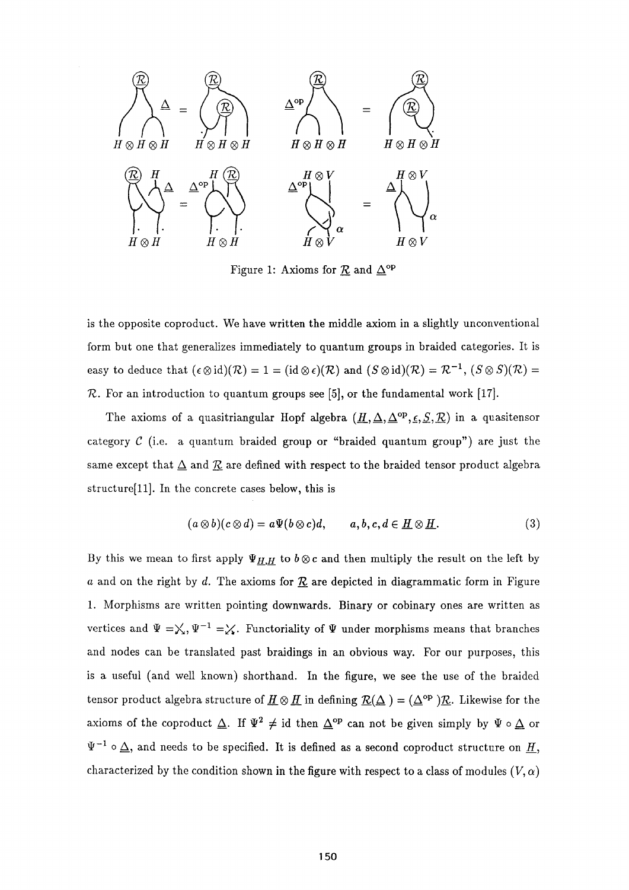Figure 1: Axioms for $\underline{\mathcal{R}}$ and $\underline{\Delta}^{\rm op}$

is the opposite coproduct. We have written the middle axiom in a slightly unconventional form but one that generalizes immediately to quantum groups in braided categories. It is easy to deduce that $(\epsilon\otimes{\rm id})(\mathcal{R}) = 1 = ({\rm id}\otimes\epsilon)(\mathcal{R})$ and $(S\otimes{\rm id})(\mathcal{R}) = \mathcal{R}^{-1}$, $(S\otimes S)(\mathcal{R}) = \mathcal{R}$. For an introduction to quantum groups see [5], or the fundamental work [17].

The axioms of a quasitriangular Hopf algebra $(\underline{H}, \underline{\Delta}, \underline{\Delta}^{\rm op}, \underline{\epsilon}, \underline{S}, \underline{\mathcal{R}})$ in a quasitensor category $\mathcal{C}$ (i.e. a quantum braided group or "braided quantum group") are just the same except that $\underline{\Delta}$ and $\underline{\mathcal{R}}$ are defined with respect to the braided tensor product algebra structure[11]. In the concrete cases below, this is

$$(a\otimes b)(c\otimes d) = a\Psi(b\otimes c)d, \qquad a, b, c, d \in \underline{H}\otimes\underline{H}. \tag{3}$$

By this we mean to first apply $\Psi_{\underline{H},\underline{H}}$ to $b\otimes c$ and then multiply the result on the left by $a$ and on the right by $d$. The axioms for $\underline{\mathcal{R}}$ are depicted in diagrammatic form in Figure 1. Morphisms are written pointing downwards. Binary or cobinary ones are written as vertices and $\Psi = \diagup\!\!\!\!\diagdown$, $\Psi^{-1} = \diagdown\!\!\!\!\diagup$. Functoriality of $\Psi$ under morphisms means that branches and nodes can be translated past braidings in an obvious way. For our purposes, this is a useful (and well known) shorthand. In the figure, we see the use of the braided tensor product algebra structure of $\underline{H}\otimes\underline{H}$ in defining $\underline{\mathcal{R}}(\underline{\Delta}\ ) = (\underline{\Delta}^{\rm op}\ )\underline{\mathcal{R}}$. Likewise for the axioms of the coproduct $\underline{\Delta}$. If $\Psi^2 \neq {\rm id}$ then $\underline{\Delta}^{\rm op}$ can not be given simply by $\Psi\circ\underline{\Delta}$ or $\Psi^{-1}\circ\underline{\Delta}$, and needs to be specified. It is defined as a second coproduct structure on $\underline{H}$, characterized by the condition shown in the figure with respect to a class of modules $(V, \alpha)$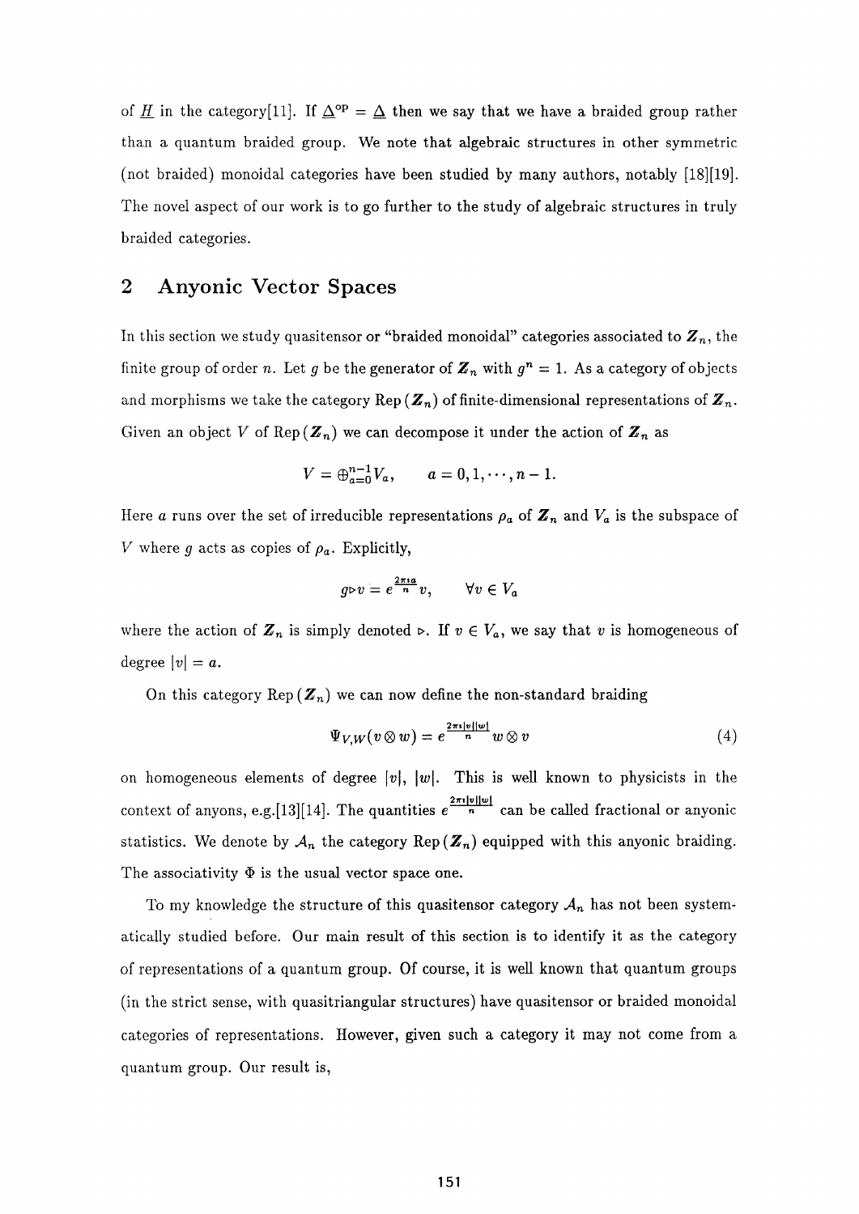of $\underline{H}$ in the category[11]. If $\underline{\Delta}^{\rm op} = \underline{\Delta}$ then we say that we have a braided group rather than a quantum braided group. We note that algebraic structures in other symmetric (not braided) monoidal categories have been studied by many authors, notably [18][19]. The novel aspect of our work is to go further to the study of algebraic structures in truly braided categories.

## 2 Anyonic Vector Spaces

In this section we study quasitensor or "braided monoidal" categories associated to $\mathbb{Z}_n$, the finite group of order $n$. Let $g$ be the generator of $\mathbb{Z}_n$ with $g^n = 1$. As a category of objects and morphisms we take the category $\mathrm{Rep}(\mathbb{Z}_n)$ of finite-dimensional representations of $\mathbb{Z}_n$. Given an object $V$ of $\mathrm{Rep}(\mathbb{Z}_n)$ we can decompose it under the action of $\mathbb{Z}_n$ as

$$V = \oplus_{a=0}^{n-1} V_a, \qquad a = 0, 1, \cdots, n-1.$$

Here $a$ runs over the set of irreducible representations $\rho_a$ of $\mathbb{Z}_n$ and $V_a$ is the subspace of $V$ where $g$ acts as copies of $\rho_a$. Explicitly,

$$g \triangleright v = e^{\frac{2\pi i a}{n}} v, \qquad \forall v \in V_a$$

where the action of $\mathbb{Z}_n$ is simply denoted $\triangleright$. If $v \in V_a$, we say that $v$ is homogeneous of degree $|v| = a$.

On this category $\mathrm{Rep}(\mathbb{Z}_n)$ we can now define the non-standard braiding

$$\Psi_{V,W}(v \otimes w) = e^{\frac{2\pi i |v||w|}{n}} w \otimes v \tag{4}$$

on homogeneous elements of degree $|v|$, $|w|$. This is well known to physicists in the context of anyons, e.g.[13][14]. The quantities $e^{\frac{2\pi i |v||w|}{n}}$ can be called fractional or anyonic statistics. We denote by $\mathcal{A}_n$ the category $\mathrm{Rep}(\mathbb{Z}_n)$ equipped with this anyonic braiding. The associativity $\Phi$ is the usual vector space one.

To my knowledge the structure of this quasitensor category $\mathcal{A}_n$ has not been systematically studied before. Our main result of this section is to identify it as the category of representations of a quantum group. Of course, it is well known that quantum groups (in the strict sense, with quasitriangular structures) have quasitensor or braided monoidal categories of representations. However, given such a category it may not come from a quantum group. Our result is,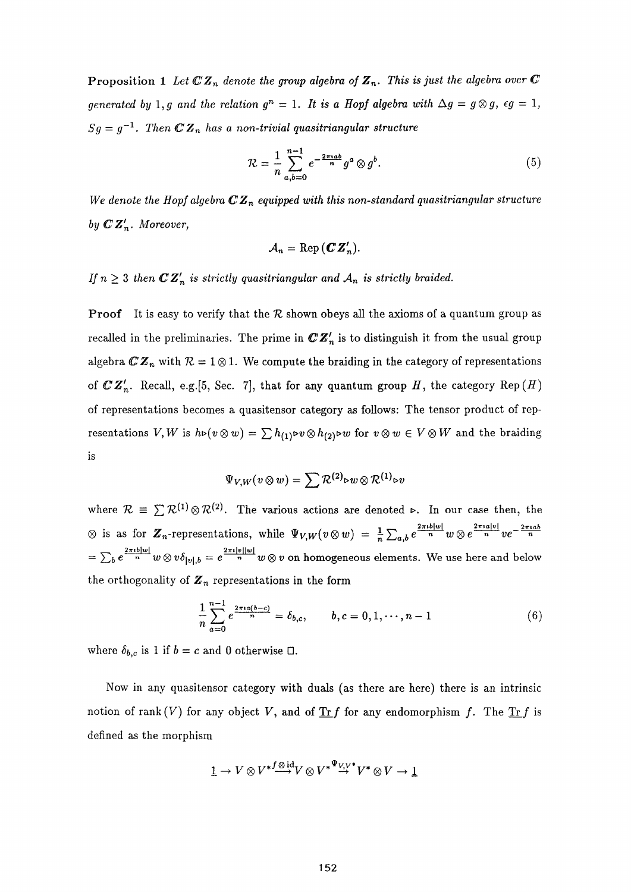**Proposition 1** *Let $\mathbb{C}\mathbb{Z}_n$ denote the group algebra of $\mathbb{Z}_n$. This is just the algebra over $\mathbb{C}$ generated by $1, g$ and the relation $g^n = 1$. It is a Hopf algebra with $\Delta g = g \otimes g$, $\epsilon g = 1$, $Sg = g^{-1}$. Then $\mathbb{C}\mathbb{Z}_n$ has a non-trivial quasitriangular structure*

$$\mathcal{R} = \frac{1}{n} \sum_{a,b=0}^{n-1} e^{-\frac{2\pi \imath ab}{n}} g^a \otimes g^b. \tag{5}$$

*We denote the Hopf algebra $\mathbb{C}\mathbb{Z}_n$ equipped with this non-standard quasitriangular structure by $\mathbb{C}\mathbb{Z}'_n$. Moreover,*

$$\mathcal{A}_n = \mathrm{Rep}\,(\mathbb{C}\mathbb{Z}'_n).$$

*If $n \geq 3$ then $\mathbb{C}\mathbb{Z}'_n$ is strictly quasitriangular and $\mathcal{A}_n$ is strictly braided.*

**Proof** It is easy to verify that the $\mathcal{R}$ shown obeys all the axioms of a quantum group as recalled in the preliminaries. The prime in $\mathbb{C}\mathbb{Z}'_n$ is to distinguish it from the usual group algebra $\mathbb{C}\mathbb{Z}_n$ with $\mathcal{R} = 1 \otimes 1$. We compute the braiding in the category of representations of $\mathbb{C}\mathbb{Z}'_n$. Recall, e.g.[5, Sec. 7], that for any quantum group $H$, the category $\mathrm{Rep}\,(H)$ of representations becomes a quasitensor category as follows: The tensor product of representations $V, W$ is $h{\triangleright}(v \otimes w) = \sum h_{(1)}{\triangleright}v \otimes h_{(2)}{\triangleright}w$ for $v \otimes w \in V \otimes W$ and the braiding is

$$\Psi_{V,W}(v \otimes w) = \sum \mathcal{R}^{(2)}{\triangleright}w \otimes \mathcal{R}^{(1)}{\triangleright}v$$

where $\mathcal{R} \equiv \sum \mathcal{R}^{(1)} \otimes \mathcal{R}^{(2)}$. The various actions are denoted $\triangleright$. In our case then, the $\otimes$ is as for $\mathbb{Z}_n$-representations, while $\Psi_{V,W}(v \otimes w) = \frac{1}{n}\sum_{a,b} e^{\frac{2\pi \imath b|w|}{n}} w \otimes e^{\frac{2\pi \imath a|v|}{n}} v e^{-\frac{2\pi \imath ab}{n}}$ $= \sum_b e^{\frac{2\pi \imath b|w|}{n}} w \otimes v \delta_{|v|,b} = e^{\frac{2\pi \imath |v||w|}{n}} w \otimes v$ on homogeneous elements. We use here and below the orthogonality of $\mathbb{Z}_n$ representations in the form

$$\frac{1}{n}\sum_{a=0}^{n-1} e^{\frac{2\pi \imath a(b-c)}{n}} = \delta_{b,c}, \qquad b, c = 0, 1, \cdots, n-1 \tag{6}$$

where $\delta_{b,c}$ is 1 if $b = c$ and 0 otherwise $\square$.

Now in any quasitensor category with duals (as there are here) there is an intrinsic notion of $\mathrm{rank}(V)$ for any object $V$, and of $\underline{\mathrm{Tr}}\, f$ for any endomorphism $f$. The $\underline{\mathrm{Tr}}\, f$ is defined as the morphism

$$\underline{1} \to V \otimes V^* \xrightarrow{f \otimes \mathrm{id}} V \otimes V^* \xrightarrow{\Psi_{V,V^*}} V^* \otimes V \to \underline{1}$$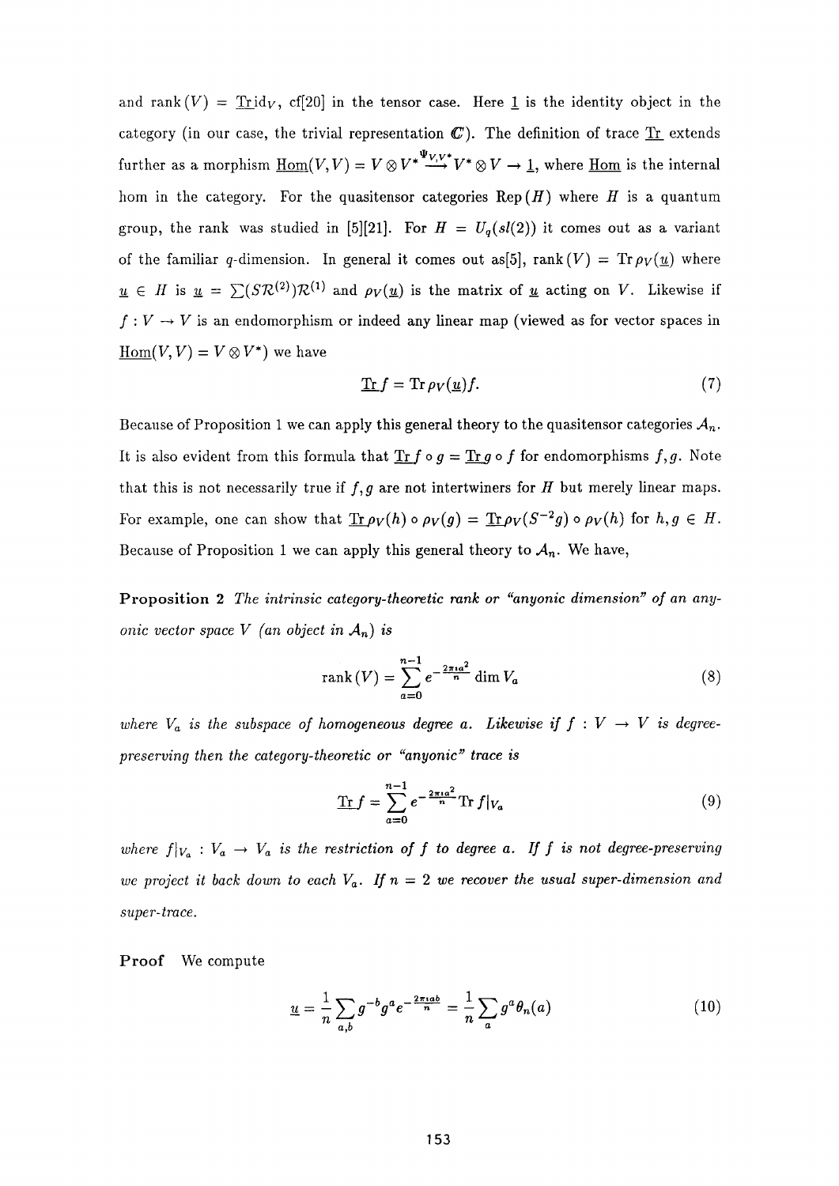and $\mathrm{rank}(V) = \underline{\mathrm{Tr}}\,\mathrm{id}_V$, cf[20] in the tensor case. Here $\underline{1}$ is the identity object in the category (in our case, the trivial representation $\mathbb{C}$). The definition of trace $\underline{\mathrm{Tr}}$ extends further as a morphism $\underline{\mathrm{Hom}}(V,V) = V \otimes V^* \xrightarrow{\Psi_{V,V^*}} V^* \otimes V \to \underline{1}$, where $\underline{\mathrm{Hom}}$ is the internal hom in the category. For the quasitensor categories $\mathrm{Rep}(H)$ where $H$ is a quantum group, the rank was studied in [5][21]. For $H = U_q(sl(2))$ it comes out as a variant of the familiar $q$-dimension. In general it comes out as[5], $\mathrm{rank}(V) = \mathrm{Tr}\,\rho_V(\underline{u})$ where $\underline{u} \in H$ is $\underline{u} = \sum (S\mathcal{R}^{(2)})\mathcal{R}^{(1)}$ and $\rho_V(\underline{u})$ is the matrix of $\underline{u}$ acting on $V$. Likewise if $f : V \to V$ is an endomorphism or indeed any linear map (viewed as for vector spaces in $\underline{\mathrm{Hom}}(V,V) = V \otimes V^*$) we have

$$\underline{\mathrm{Tr}}\, f = \mathrm{Tr}\,\rho_V(\underline{u}) f. \tag{7}$$

Because of Proposition 1 we can apply this general theory to the quasitensor categories $\mathcal{A}_n$. It is also evident from this formula that $\underline{\mathrm{Tr}}\, f \circ g = \underline{\mathrm{Tr}}\, g \circ f$ for endomorphisms $f, g$. Note that this is not necessarily true if $f, g$ are not intertwiners for $H$ but merely linear maps. For example, one can show that $\underline{\mathrm{Tr}}\,\rho_V(h) \circ \rho_V(g) = \underline{\mathrm{Tr}}\,\rho_V(S^{-2}g) \circ \rho_V(h)$ for $h, g \in H$. Because of Proposition 1 we can apply this general theory to $\mathcal{A}_n$. We have,

**Proposition 2** *The intrinsic category-theoretic rank or "anyonic dimension" of an anyonic vector space $V$ (an object in $\mathcal{A}_n$) is*

$$\mathrm{rank}(V) = \sum_{a=0}^{n-1} e^{-\frac{2\pi \imath a^2}{n}} \dim V_a \tag{8}$$

*where $V_a$ is the subspace of homogeneous degree $a$. Likewise if $f : V \to V$ is degree-preserving then the category-theoretic or "anyonic" trace is*

$$\underline{\mathrm{Tr}}\, f = \sum_{a=0}^{n-1} e^{-\frac{2\pi \imath a^2}{n}} \mathrm{Tr}\, f|_{V_a} \tag{9}$$

*where $f|_{V_a} : V_a \to V_a$ is the restriction of $f$ to degree $a$. If $f$ is not degree-preserving we project it back down to each $V_a$. If $n = 2$ we recover the usual super-dimension and super-trace.*

**Proof** We compute

$$\underline{u} = \frac{1}{n} \sum_{a,b} g^{-b} g^a e^{-\frac{2\pi \imath ab}{n}} = \frac{1}{n} \sum_a g^a \theta_n(a) \tag{10}$$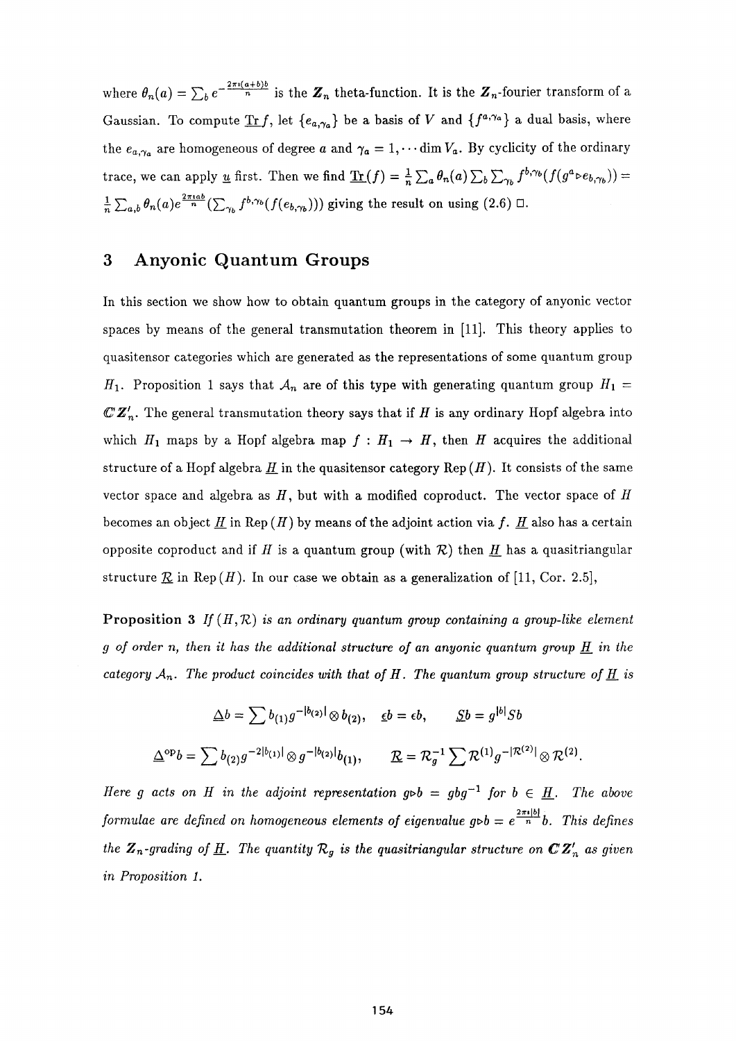where $\theta_n(a) = \sum_b e^{-\frac{2\pi i(a+b)b}{n}}$ is the $\mathbb{Z}_n$ theta-function. It is the $\mathbb{Z}_n$-fourier transform of a Gaussian. To compute $\underline{\mathrm{Tr}}\, f$, let $\{e_{a,\gamma_a}\}$ be a basis of $V$ and $\{f^{a,\gamma_a}\}$ a dual basis, where the $e_{a,\gamma_a}$ are homogeneous of degree $a$ and $\gamma_a = 1, \cdots \dim V_a$. By cyclicity of the ordinary trace, we can apply $\underline{u}$ first. Then we find $\underline{\mathrm{Tr}}(f) = \frac{1}{n}\sum_a \theta_n(a) \sum_b \sum_{\gamma_b} f^{b,\gamma_b}(f(g^a \triangleright e_{b,\gamma_b})) = \frac{1}{n}\sum_{a,b}\theta_n(a) e^{\frac{2\pi i ab}{n}}(\sum_{\gamma_b} f^{b,\gamma_b}(f(e_{b,\gamma_b})))$ giving the result on using (2.6) □.

## 3 Anyonic Quantum Groups

In this section we show how to obtain quantum groups in the category of anyonic vector spaces by means of the general transmutation theorem in [11]. This theory applies to quasitensor categories which are generated as the representations of some quantum group $H_1$. Proposition 1 says that $\mathcal{A}_n$ are of this type with generating quantum group $H_1 = \mathbb{C}\mathbb{Z}'_n$. The general transmutation theory says that if $H$ is any ordinary Hopf algebra into which $H_1$ maps by a Hopf algebra map $f : H_1 \to H$, then $H$ acquires the additional structure of a Hopf algebra $\underline{H}$ in the quasitensor category Rep$(H)$. It consists of the same vector space and algebra as $H$, but with a modified coproduct. The vector space of $H$ becomes an object $\underline{H}$ in Rep$(H)$ by means of the adjoint action via $f$. $\underline{H}$ also has a certain opposite coproduct and if $H$ is a quantum group (with $\mathcal{R}$) then $\underline{H}$ has a quasitriangular structure $\underline{\mathcal{R}}$ in Rep$(H)$. In our case we obtain as a generalization of [11, Cor. 2.5],

**Proposition 3** *If $(H, \mathcal{R})$ is an ordinary quantum group containing a group-like element $g$ of order $n$, then it has the additional structure of an anyonic quantum group $\underline{H}$ in the category $\mathcal{A}_n$. The product coincides with that of $H$. The quantum group structure of $\underline{H}$ is*

$$\underline{\Delta} b = \sum b_{(1)} g^{-|b_{(2)}|} \otimes b_{(2)}, \quad \underline{\epsilon} b = \epsilon b, \qquad \underline{S} b = g^{|b|} S b$$

$$\underline{\Delta}^{\mathrm{op}} b = \sum b_{(2)} g^{-2|b_{(1)}|} \otimes g^{-|b_{(2)}|} b_{(1)}, \qquad \underline{\mathcal{R}} = \mathcal{R}_g^{-1} \sum \mathcal{R}^{(1)} g^{-|\mathcal{R}^{(2)}|} \otimes \mathcal{R}^{(2)}.$$

*Here $g$ acts on $H$ in the adjoint representation $g \triangleright b = g b g^{-1}$ for $b \in \underline{H}$. The above formulae are defined on homogeneous elements of eigenvalue $g \triangleright b = e^{\frac{2\pi i |b|}{n}} b$. This defines the $\mathbb{Z}_n$-grading of $\underline{H}$. The quantity $\mathcal{R}_g$ is the quasitriangular structure on $\mathbb{C}\mathbb{Z}'_n$ as given in Proposition 1.*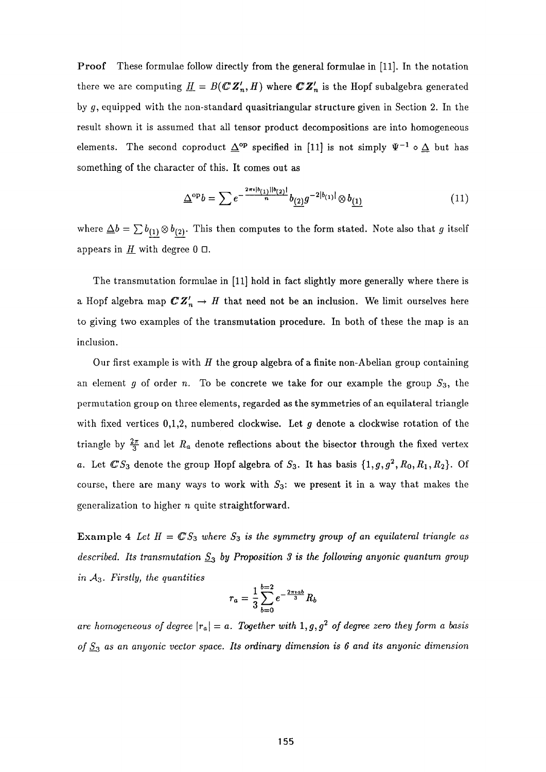**Proof** These formulae follow directly from the general formulae in [11]. In the notation there we are computing $\underline{H} = B(\mathbb{C}\mathbb{Z}'_n, H)$ where $\mathbb{C}\mathbb{Z}'_n$ is the Hopf subalgebra generated by $g$, equipped with the non-standard quasitriangular structure given in Section 2. In the result shown it is assumed that all tensor product decompositions are into homogeneous elements. The second coproduct $\underline{\Delta}^{\rm op}$ specified in [11] is not simply $\Psi^{-1} \circ \underline{\Delta}$ but has something of the character of this. It comes out as

$$\underline{\Delta}^{\rm op} b = \sum e^{-\frac{2\pi i |b_{(1)}||b_{(2)}|}{n}} b_{\underline{(2)}} g^{-2|b_{(1)}|} \otimes b_{\underline{(1)}} \tag{11}$$

where $\underline{\Delta} b = \sum b_{\underline{(1)}} \otimes b_{\underline{(2)}}$. This then computes to the form stated. Note also that $g$ itself appears in $\underline{H}$ with degree 0 □.

The transmutation formulae in [11] hold in fact slightly more generally where there is a Hopf algebra map $\mathbb{C}\mathbb{Z}'_n \to H$ that need not be an inclusion. We limit ourselves here to giving two examples of the transmutation procedure. In both of these the map is an inclusion.

Our first example is with $H$ the group algebra of a finite non-Abelian group containing an element $g$ of order $n$. To be concrete we take for our example the group $S_3$, the permutation group on three elements, regarded as the symmetries of an equilateral triangle with fixed vertices 0,1,2, numbered clockwise. Let $g$ denote a clockwise rotation of the triangle by $\frac{2\pi}{3}$ and let $R_a$ denote reflections about the bisector through the fixed vertex $a$. Let $\mathbb{C}S_3$ denote the group Hopf algebra of $S_3$. It has basis $\{1, g, g^2, R_0, R_1, R_2\}$. Of course, there are many ways to work with $S_3$: we present it in a way that makes the generalization to higher $n$ quite straightforward.

**Example 4** *Let $H = \mathbb{C}S_3$ where $S_3$ is the symmetry group of an equilateral triangle as described. Its transmutation $\underline{S}_3$ by Proposition 3 is the following anyonic quantum group in $\mathcal{A}_3$. Firstly, the quantities*

$$r_a = \frac{1}{3} \sum_{b=0}^{b=2} e^{-\frac{2\pi i ab}{3}} R_b$$

*are homogeneous of degree $|r_a| = a$. Together with $1, g, g^2$ of degree zero they form a basis of $\underline{S}_3$ as an anyonic vector space. Its ordinary dimension is 6 and its anyonic dimension*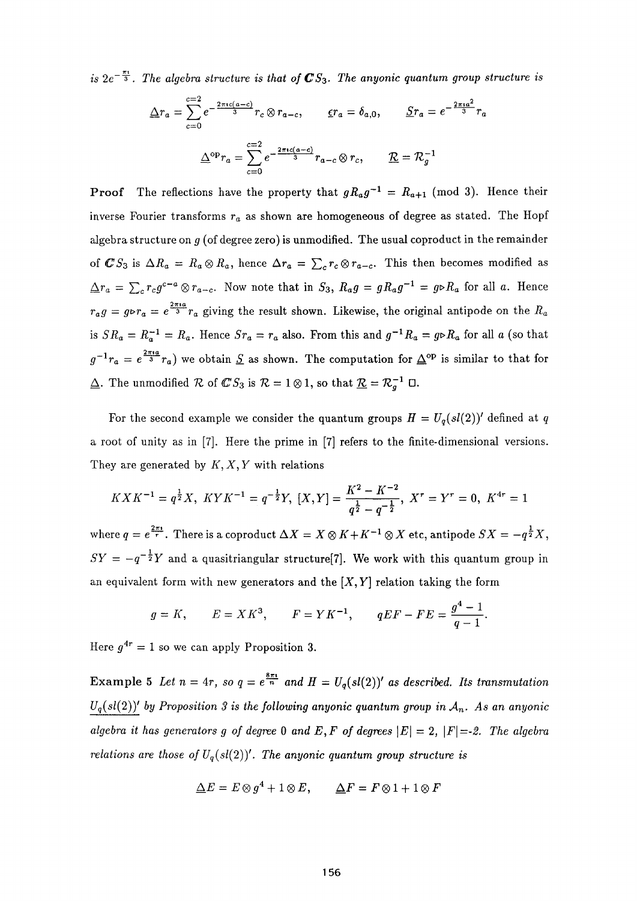is $2e^{-\frac{\pi\imath}{3}}$. *The algebra structure is that of $\mathbb{C}S_3$. The anyonic quantum group structure is*

$$\underline{\Delta} r_a = \sum_{c=0}^{c=2} e^{-\frac{2\pi\imath c(a-c)}{3}} r_c \otimes r_{a-c}, \qquad \underline{\epsilon} r_a = \delta_{a,0}, \qquad \underline{S} r_a = e^{-\frac{2\pi\imath a^2}{3}} r_a$$

$$\underline{\Delta}^{\rm op} r_a = \sum_{c=0}^{c=2} e^{-\frac{2\pi\imath c(a-c)}{3}} r_{a-c} \otimes r_c, \qquad \underline{\mathcal{R}} = \mathcal{R}_g^{-1}$$

**Proof** The reflections have the property that $gR_ag^{-1} = R_{a+1}$ (mod 3). Hence their inverse Fourier transforms $r_a$ as shown are homogeneous of degree as stated. The Hopf algebra structure on $g$ (of degree zero) is unmodified. The usual coproduct in the remainder of $\mathbb{C}S_3$ is $\Delta R_a = R_a \otimes R_a$, hence $\Delta r_a = \sum_c r_c \otimes r_{a-c}$. This then becomes modified as $\underline{\Delta} r_a = \sum_c r_c g^{c-a} \otimes r_{a-c}$. Now note that in $S_3$, $R_a g = gR_ag^{-1} = g{\triangleright}R_a$ for all $a$. Hence $r_a g = g{\triangleright}r_a = e^{\frac{2\pi\imath a}{3}} r_a$ giving the result shown. Likewise, the original antipode on the $R_a$ is $SR_a = R_a^{-1} = R_a$. Hence $Sr_a = r_a$ also. From this and $g^{-1}R_a = g{\triangleright}R_a$ for all $a$ (so that $g^{-1}r_a = e^{\frac{2\pi\imath a}{3}} r_a$) we obtain $\underline{S}$ as shown. The computation for $\underline{\Delta}^{\rm op}$ is similar to that for $\underline{\Delta}$. The unmodified $\mathcal{R}$ of $\mathbb{C}S_3$ is $\mathcal{R} = 1 \otimes 1$, so that $\underline{\mathcal{R}} = \mathcal{R}_g^{-1}$ □.

For the second example we consider the quantum groups $H = U_q(sl(2))'$ defined at $q$ a root of unity as in [7]. Here the prime in [7] refers to the finite-dimensional versions. They are generated by $K, X, Y$ with relations

$$KXK^{-1} = q^{\frac{1}{2}}X,\ KYK^{-1} = q^{-\frac{1}{2}}Y,\ [X,Y] = \frac{K^2 - K^{-2}}{q^{\frac{1}{2}} - q^{-\frac{1}{2}}},\ X^r = Y^r = 0,\ K^{4r} = 1$$

where $q = e^{\frac{2\pi\imath}{r}}$. There is a coproduct $\Delta X = X \otimes K + K^{-1} \otimes X$ etc, antipode $SX = -q^{\frac{1}{2}}X$, $SY = -q^{-\frac{1}{2}}Y$ and a quasitriangular structure[7]. We work with this quantum group in an equivalent form with new generators and the $[X,Y]$ relation taking the form

$$g = K, \qquad E = XK^3, \qquad F = YK^{-1}, \qquad qEF - FE = \frac{g^4 - 1}{q - 1}.$$

Here $g^{4r} = 1$ so we can apply Proposition 3.

**Example 5** *Let $n = 4r$, so $q = e^{\frac{8\pi\imath}{n}}$ and $H = U_q(sl(2))'$ as described. Its transmutation $\underline{U_q(sl(2))'}$ by Proposition 3 is the following anyonic quantum group in $\mathcal{A}_n$. As an anyonic algebra it has generators $g$ of degree 0 and $E, F$ of degrees $|E| = 2$, $|F| = $-2. The algebra relations are those of $U_q(sl(2))'$. The anyonic quantum group structure is*

$$\underline{\Delta} E = E \otimes g^4 + 1 \otimes E, \qquad \underline{\Delta} F = F \otimes 1 + 1 \otimes F$$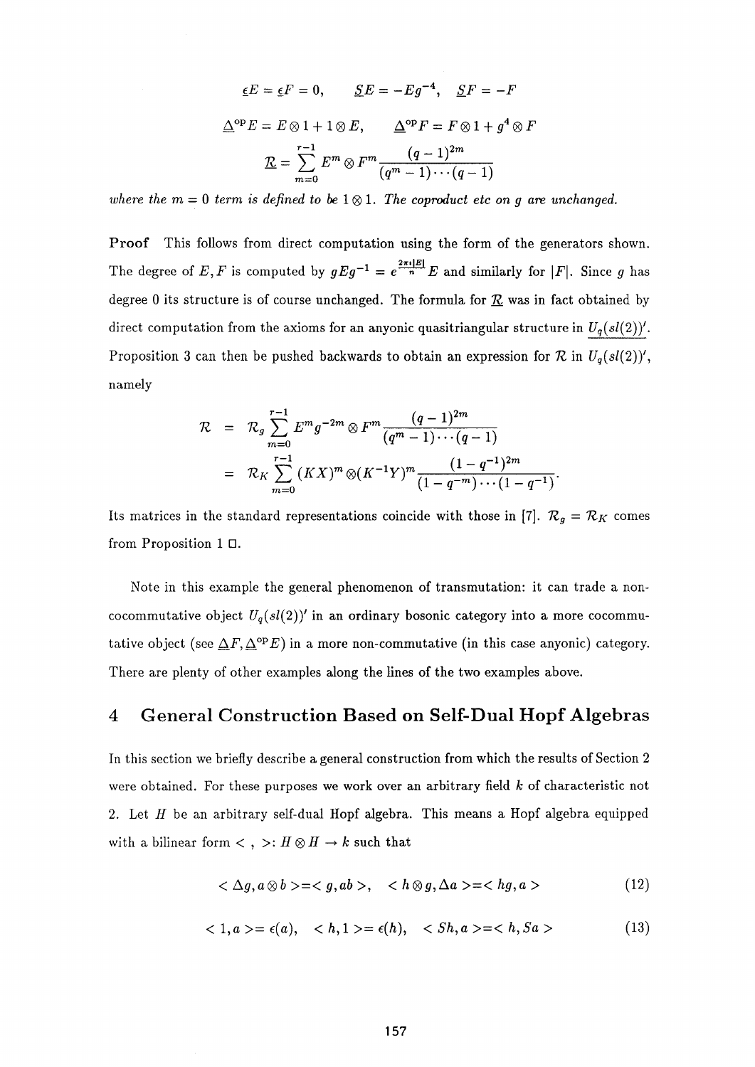$$\underline{\epsilon} E = \underline{\epsilon} F = 0, \qquad \underline{S} E = -E g^{-4}, \quad \underline{S} F = -F$$

$$\underline{\Delta}^{\rm op} E = E \otimes 1 + 1 \otimes E, \qquad \underline{\Delta}^{\rm op} F = F \otimes 1 + g^4 \otimes F$$

$$\underline{\mathcal{R}} = \sum_{m=0}^{r-1} E^m \otimes F^m \frac{(q-1)^{2m}}{(q^m - 1)\cdots(q-1)}$$

*where the $m = 0$ term is defined to be $1 \otimes 1$. The coproduct etc on $g$ are unchanged.*

**Proof** This follows from direct computation using the form of the generators shown. The degree of $E, F$ is computed by $gEg^{-1} = e^{\frac{2\pi i |E|}{n}} E$ and similarly for $|F|$. Since $g$ has degree 0 its structure is of course unchanged. The formula for $\underline{\mathcal{R}}$ was in fact obtained by direct computation from the axioms for an anyonic quasitriangular structure in $\underline{U_q(sl(2))'}$. Proposition 3 can then be pushed backwards to obtain an expression for $\mathcal{R}$ in $U_q(sl(2))'$, namely

$$\begin{aligned}
\mathcal{R} &= \mathcal{R}_g \sum_{m=0}^{r-1} E^m g^{-2m} \otimes F^m \frac{(q-1)^{2m}}{(q^m - 1)\cdots(q-1)} \\
&= \mathcal{R}_K \sum_{m=0}^{r-1} (KX)^m \otimes (K^{-1}Y)^m \frac{(1-q^{-1})^{2m}}{(1-q^{-m})\cdots(1-q^{-1})}.
\end{aligned}$$

Its matrices in the standard representations coincide with those in [7]. $\mathcal{R}_g = \mathcal{R}_K$ comes from Proposition 1 □.

Note in this example the general phenomenon of transmutation: it can trade a non-cocommutative object $U_q(sl(2))'$ in an ordinary bosonic category into a more cocommutative object (see $\underline{\Delta} F, \underline{\Delta}^{\rm op} E$) in a more non-commutative (in this case anyonic) category. There are plenty of other examples along the lines of the two examples above.

## 4 General Construction Based on Self-Dual Hopf Algebras

In this section we briefly describe a general construction from which the results of Section 2 were obtained. For these purposes we work over an arbitrary field $k$ of characteristic not 2. Let $H$ be an arbitrary self-dual Hopf algebra. This means a Hopf algebra equipped with a bilinear form $<\ ,\ >: H \otimes H \to k$ such that

$$< \Delta g, a \otimes b > = < g, ab >, \quad < h \otimes g, \Delta a > = < hg, a > \tag{12}$$

$$< 1, a > = \epsilon(a), \quad < h, 1 > = \epsilon(h), \quad < Sh, a > = < h, Sa > \tag{13}$$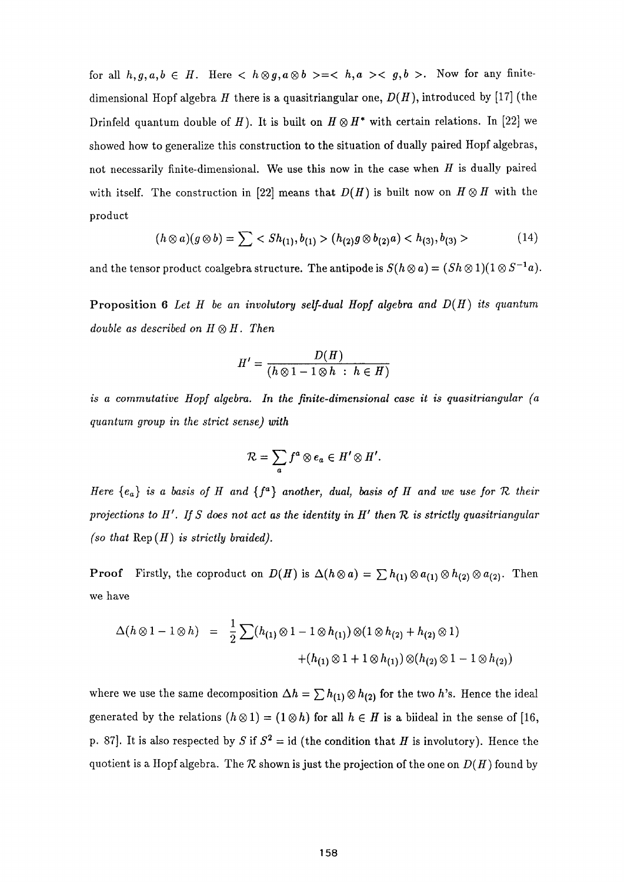for all $h, g, a, b \in H$. Here $< h \otimes g, a \otimes b > = < h, a >< g, b >$. Now for any finite-dimensional Hopf algebra $H$ there is a quasitriangular one, $D(H)$, introduced by [17] (the Drinfeld quantum double of $H$). It is built on $H \otimes H^*$ with certain relations. In [22] we showed how to generalize this construction to the situation of dually paired Hopf algebras, not necessarily finite-dimensional. We use this now in the case when $H$ is dually paired with itself. The construction in [22] means that $D(H)$ is built now on $H \otimes H$ with the product

$$(h \otimes a)(g \otimes b) = \sum < Sh_{(1)}, b_{(1)} > (h_{(2)} g \otimes b_{(2)} a) < h_{(3)}, b_{(3)} > \tag{14}$$

and the tensor product coalgebra structure. The antipode is $S(h \otimes a) = (Sh \otimes 1)(1 \otimes S^{-1} a)$.

**Proposition 6** *Let $H$ be an involutory self-dual Hopf algebra and $D(H)$ its quantum double as described on $H \otimes H$. Then*

$$H' = \frac{D(H)}{(h \otimes 1 - 1 \otimes h \ : \ h \in H)}$$

*is a commutative Hopf algebra. In the finite-dimensional case it is quasitriangular (a quantum group in the strict sense) with*

$$\mathcal{R} = \sum_a f^a \otimes e_a \in H' \otimes H'.$$

*Here $\{e_a\}$ is a basis of $H$ and $\{f^a\}$ another, dual, basis of $H$ and we use for $\mathcal{R}$ their projections to $H'$. If $S$ does not act as the identity in $H'$ then $\mathcal{R}$ is strictly quasitriangular (so that $\mathrm{Rep}\,(H)$ is strictly braided).*

**Proof** Firstly, the coproduct on $D(H)$ is $\Delta(h \otimes a) = \sum h_{(1)} \otimes a_{(1)} \otimes h_{(2)} \otimes a_{(2)}$. Then we have

$$\begin{aligned}
\Delta(h \otimes 1 - 1 \otimes h) &= \frac{1}{2} \sum (h_{(1)} \otimes 1 - 1 \otimes h_{(1)}) \otimes (1 \otimes h_{(2)} + h_{(2)} \otimes 1) \\
&\quad + (h_{(1)} \otimes 1 + 1 \otimes h_{(1)}) \otimes (h_{(2)} \otimes 1 - 1 \otimes h_{(2)})
\end{aligned}$$

where we use the same decomposition $\Delta h = \sum h_{(1)} \otimes h_{(2)}$ for the two $h$'s. Hence the ideal generated by the relations $(h \otimes 1) = (1 \otimes h)$ for all $h \in H$ is a biideal in the sense of [16, p. 87]. It is also respected by $S$ if $S^2 = \mathrm{id}$ (the condition that $H$ is involutory). Hence the quotient is a Hopf algebra. The $\mathcal{R}$ shown is just the projection of the one on $D(H)$ found by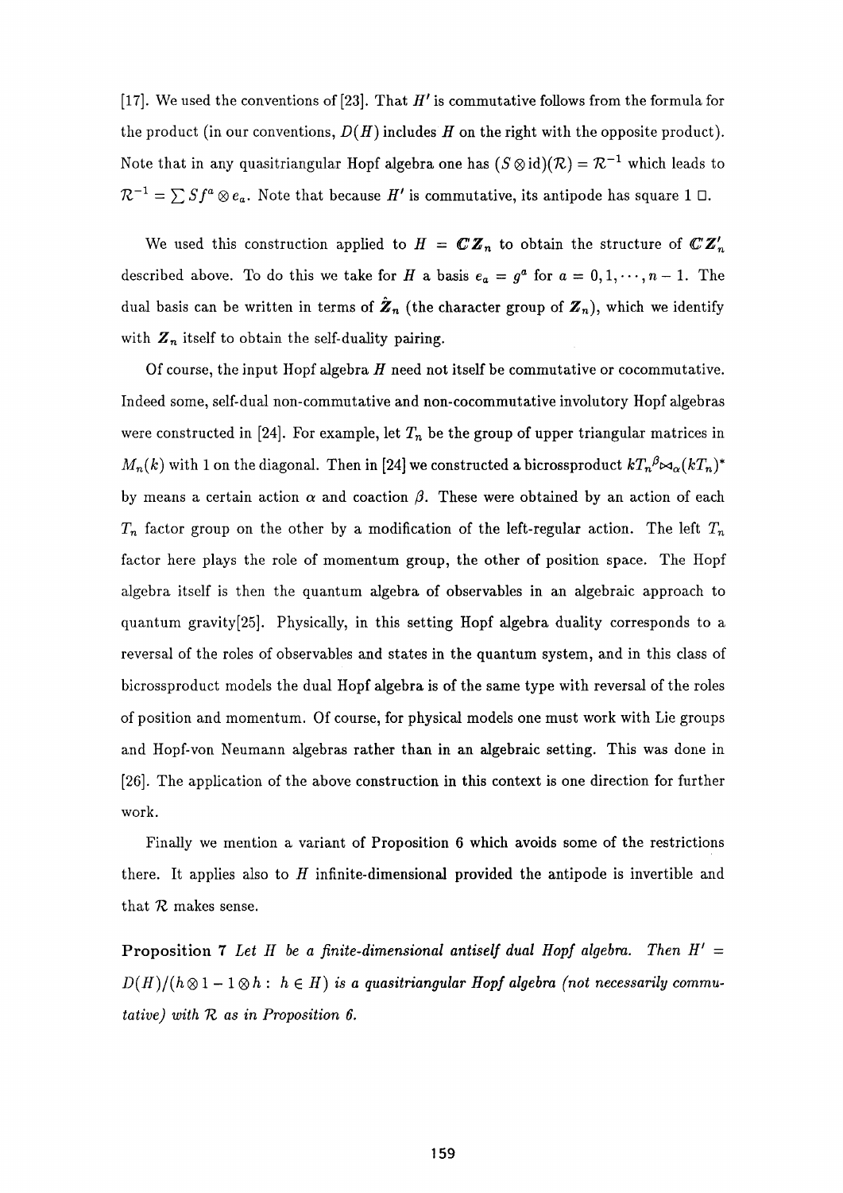[17]. We used the conventions of [23]. That $H'$ is commutative follows from the formula for the product (in our conventions, $D(H)$ includes $H$ on the right with the opposite product). Note that in any quasitriangular Hopf algebra one has $(S \otimes \mathrm{id})(\mathcal{R}) = \mathcal{R}^{-1}$ which leads to $\mathcal{R}^{-1} = \sum Sf^a \otimes e_a$. Note that because $H'$ is commutative, its antipode has square 1 □.

We used this construction applied to $H = \mathbb{C}\mathbb{Z}_n$ to obtain the structure of $\mathbb{C}\mathbb{Z}'_n$ described above. To do this we take for $H$ a basis $e_a = g^a$ for $a = 0, 1, \cdots, n-1$. The dual basis can be written in terms of $\hat{\mathbb{Z}}_n$ (the character group of $\mathbb{Z}_n$), which we identify with $\mathbb{Z}_n$ itself to obtain the self-duality pairing.

Of course, the input Hopf algebra $H$ need not itself be commutative or cocommutative. Indeed some, self-dual non-commutative and non-cocommutative involutory Hopf algebras were constructed in [24]. For example, let $T_n$ be the group of upper triangular matrices in $M_n(k)$ with 1 on the diagonal. Then in [24] we constructed a bicrossproduct $kT_n{}^{\beta}{\bowtie}_{\alpha}(kT_n)^*$ by means a certain action $\alpha$ and coaction $\beta$. These were obtained by an action of each $T_n$ factor group on the other by a modification of the left-regular action. The left $T_n$ factor here plays the role of momentum group, the other of position space. The Hopf algebra itself is then the quantum algebra of observables in an algebraic approach to quantum gravity[25]. Physically, in this setting Hopf algebra duality corresponds to a reversal of the roles of observables and states in the quantum system, and in this class of bicrossproduct models the dual Hopf algebra is of the same type with reversal of the roles of position and momentum. Of course, for physical models one must work with Lie groups and Hopf-von Neumann algebras rather than in an algebraic setting. This was done in [26]. The application of the above construction in this context is one direction for further work.

Finally we mention a variant of Proposition 6 which avoids some of the restrictions there. It applies also to $H$ infinite-dimensional provided the antipode is invertible and that $\mathcal{R}$ makes sense.

**Proposition 7** *Let $H$ be a finite-dimensional antiself dual Hopf algebra. Then $H' = D(H)/(h \otimes 1 - 1 \otimes h :\ h \in H)$ is a quasitriangular Hopf algebra (not necessarily commutative) with $\mathcal{R}$ as in Proposition 6.*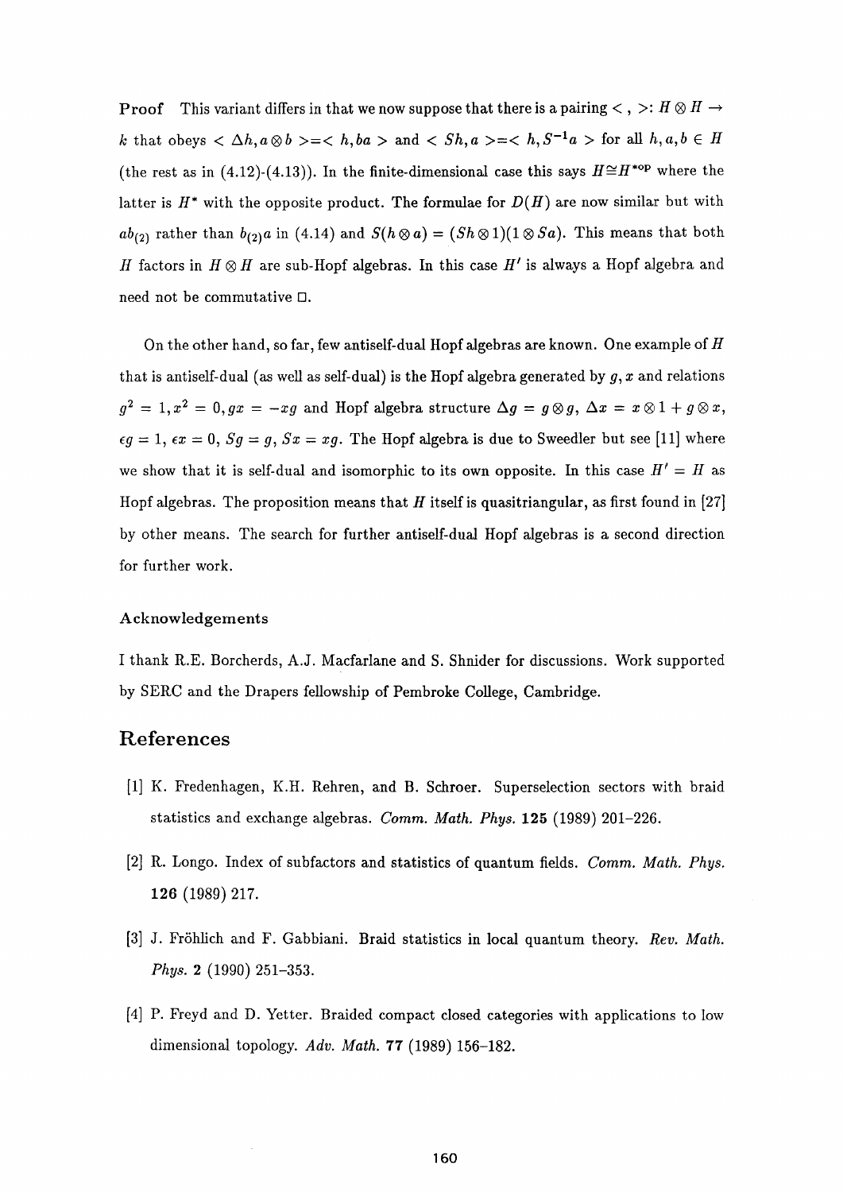**Proof** This variant differs in that we now suppose that there is a pairing $<\,,\,>: H\otimes H\to k$ that obeys $<\Delta h, a\otimes b> = <h, ba>$ and $<Sh, a> = <h, S^{-1}a>$ for all $h,a,b\in H$ (the rest as in (4.12)-(4.13)). In the finite-dimensional case this says $H\cong H^{*\rm op}$ where the latter is $H^*$ with the opposite product. The formulae for $D(H)$ are now similar but with $ab_{(2)}$ rather than $b_{(2)}a$ in (4.14) and $S(h\otimes a) = (Sh\otimes 1)(1\otimes Sa)$. This means that both $H$ factors in $H\otimes H$ are sub-Hopf algebras. In this case $H'$ is always a Hopf algebra and need not be commutative □.

On the other hand, so far, few antiself-dual Hopf algebras are known. One example of $H$ that is antiself-dual (as well as self-dual) is the Hopf algebra generated by $g, x$ and relations $g^2 = 1, x^2 = 0, gx = -xg$ and Hopf algebra structure $\Delta g = g\otimes g$, $\Delta x = x\otimes 1 + g\otimes x$, $\epsilon g = 1$, $\epsilon x = 0$, $Sg = g$, $Sx = xg$. The Hopf algebra is due to Sweedler but see [11] where we show that it is self-dual and isomorphic to its own opposite. In this case $H' = H$ as Hopf algebras. The proposition means that $H$ itself is quasitriangular, as first found in [27] by other means. The search for further antiself-dual Hopf algebras is a second direction for further work.

### Acknowledgements

I thank R.E. Borcherds, A.J. Macfarlane and S. Shnider for discussions. Work supported by SERC and the Drapers fellowship of Pembroke College, Cambridge.

## References

[1] K. Fredenhagen, K.H. Rehren, and B. Schroer. Superselection sectors with braid statistics and exchange algebras. *Comm. Math. Phys.* **125** (1989) 201–226.

[2] R. Longo. Index of subfactors and statistics of quantum fields. *Comm. Math. Phys.* **126** (1989) 217.

[3] J. Fröhlich and F. Gabbiani. Braid statistics in local quantum theory. *Rev. Math. Phys.* **2** (1990) 251–353.

[4] P. Freyd and D. Yetter. Braided compact closed categories with applications to low dimensional topology. *Adv. Math.* **77** (1989) 156–182.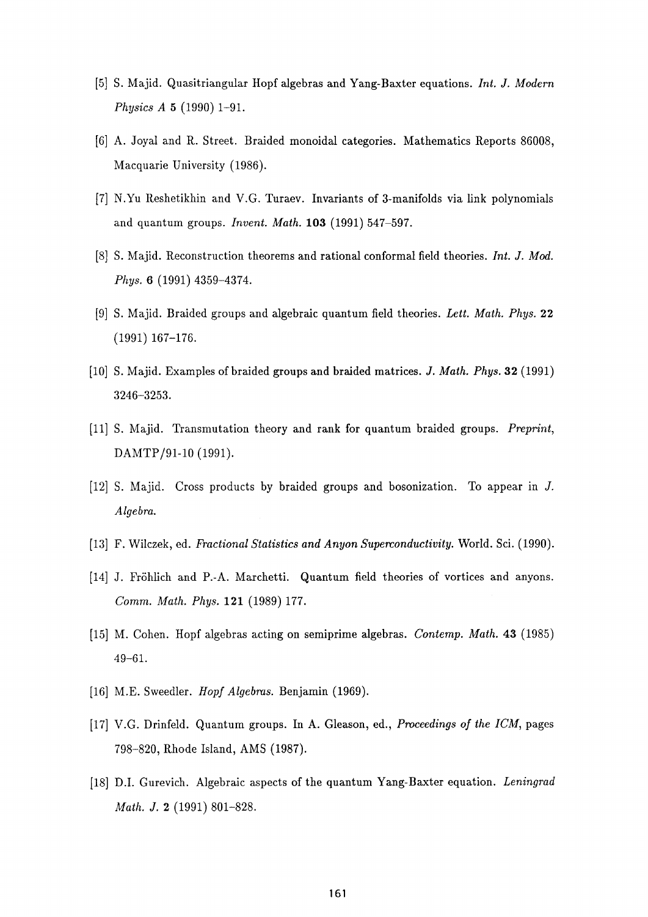[5] S. Majid. Quasitriangular Hopf algebras and Yang-Baxter equations. *Int. J. Modern Physics A* **5** (1990) 1–91.

[6] A. Joyal and R. Street. Braided monoidal categories. Mathematics Reports 86008, Macquarie University (1986).

[7] N.Yu Reshetikhin and V.G. Turaev. Invariants of 3-manifolds via link polynomials and quantum groups. *Invent. Math.* **103** (1991) 547–597.

[8] S. Majid. Reconstruction theorems and rational conformal field theories. *Int. J. Mod. Phys.* **6** (1991) 4359–4374.

[9] S. Majid. Braided groups and algebraic quantum field theories. *Lett. Math. Phys.* **22** (1991) 167–176.

[10] S. Majid. Examples of braided groups and braided matrices. *J. Math. Phys.* **32** (1991) 3246–3253.

[11] S. Majid. Transmutation theory and rank for quantum braided groups. *Preprint*, DAMTP/91-10 (1991).

[12] S. Majid. Cross products by braided groups and bosonization. To appear in *J. Algebra*.

[13] F. Wilczek, ed. *Fractional Statistics and Anyon Superconductivity*. World. Sci. (1990).

[14] J. Fröhlich and P.-A. Marchetti. Quantum field theories of vortices and anyons. *Comm. Math. Phys.* **121** (1989) 177.

[15] M. Cohen. Hopf algebras acting on semiprime algebras. *Contemp. Math.* **43** (1985) 49–61.

[16] M.E. Sweedler. *Hopf Algebras*. Benjamin (1969).

[17] V.G. Drinfeld. Quantum groups. In A. Gleason, ed., *Proceedings of the ICM*, pages 798–820, Rhode Island, AMS (1987).

[18] D.I. Gurevich. Algebraic aspects of the quantum Yang-Baxter equation. *Leningrad Math. J.* **2** (1991) 801–828.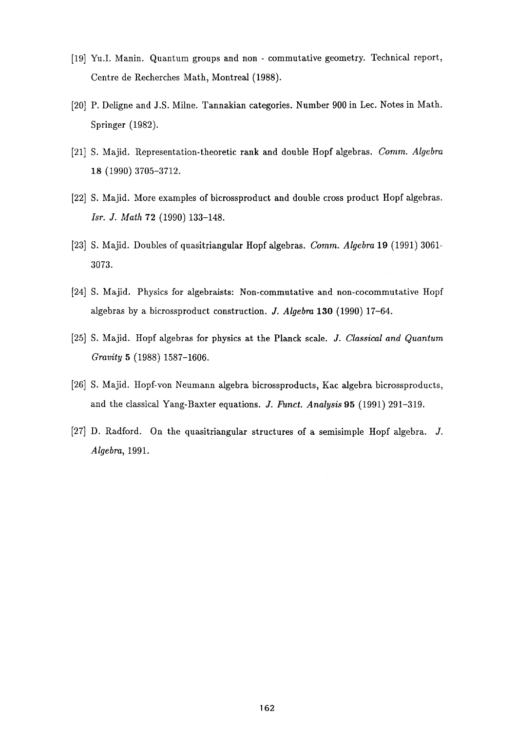[19] Yu.I. Manin. Quantum groups and non - commutative geometry. Technical report, Centre de Recherches Math, Montreal (1988).

[20] P. Deligne and J.S. Milne. Tannakian categories. Number 900 in Lec. Notes in Math. Springer (1982).

[21] S. Majid. Representation-theoretic rank and double Hopf algebras. *Comm. Algebra* **18** (1990) 3705–3712.

[22] S. Majid. More examples of bicrossproduct and double cross product Hopf algebras. *Isr. J. Math* **72** (1990) 133–148.

[23] S. Majid. Doubles of quasitriangular Hopf algebras. *Comm. Algebra* **19** (1991) 3061-3073.

[24] S. Majid. Physics for algebraists: Non-commutative and non-cocommutative Hopf algebras by a bicrossproduct construction. *J. Algebra* **130** (1990) 17–64.

[25] S. Majid. Hopf algebras for physics at the Planck scale. *J. Classical and Quantum Gravity* **5** (1988) 1587–1606.

[26] S. Majid. Hopf-von Neumann algebra bicrossproducts, Kac algebra bicrossproducts, and the classical Yang-Baxter equations. *J. Funct. Analysis* **95** (1991) 291–319.

[27] D. Radford. On the quasitriangular structures of a semisimple Hopf algebra. *J. Algebra*, 1991.